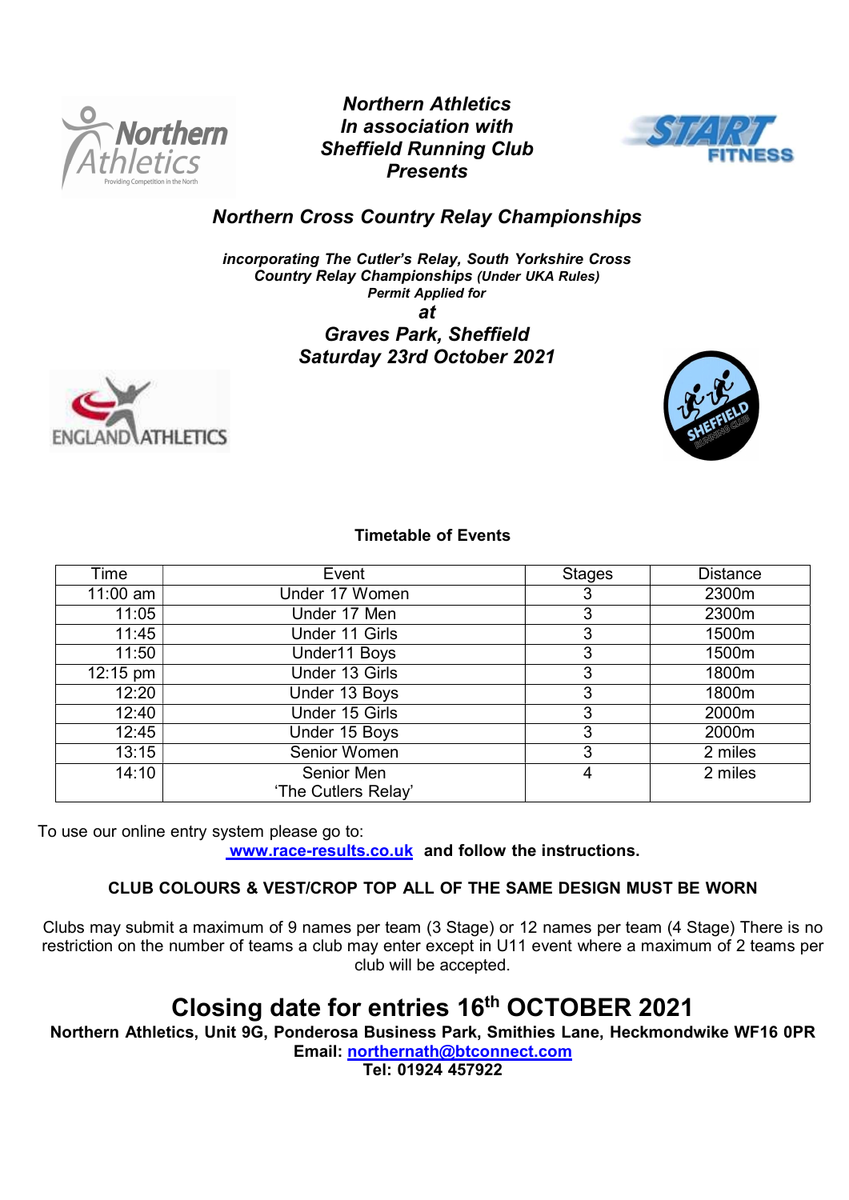***Northern Athletics***
***In association with***
***Sheffield Running Club***
***Presents***

# *Northern Cross Country Relay Championships*

***incorporating The Cutler's Relay, South Yorkshire Cross Country Relay Championships** (Under UKA Rules)*
***Permit Applied for***

***at***

## *Graves Park, Sheffield*
## *Saturday 23rd October 2021*

### Timetable of Events

| Time | Event | Stages | Distance |
|---|---|---|---|
| 11:00 am | Under 17 Women | 3 | 2300m |
| 11:05 | Under 17 Men | 3 | 2300m |
| 11:45 | Under 11 Girls | 3 | 1500m |
| 11:50 | Under11 Boys | 3 | 1500m |
| 12:15 pm | Under 13 Girls | 3 | 1800m |
| 12:20 | Under 13 Boys | 3 | 1800m |
| 12:40 | Under 15 Girls | 3 | 2000m |
| 12:45 | Under 15 Boys | 3 | 2000m |
| 13:15 | Senior Women | 3 | 2 miles |
| 14:10 | Senior Men 'The Cutlers Relay' | 4 | 2 miles |

To use our online entry system please go to:
**www.race-results.co.uk and follow the instructions.**

**CLUB COLOURS & VEST/CROP TOP ALL OF THE SAME DESIGN MUST BE WORN**

Clubs may submit a maximum of 9 names per team (3 Stage) or 12 names per team (4 Stage) There is no restriction on the number of teams a club may enter except in U11 event where a maximum of 2 teams per club will be accepted.

# Closing date for entries 16th OCTOBER 2021

**Northern Athletics, Unit 9G, Ponderosa Business Park, Smithies Lane, Heckmondwike WF16 0PR**
**Email: northernath@btconnect.com**
**Tel: 01924 457922**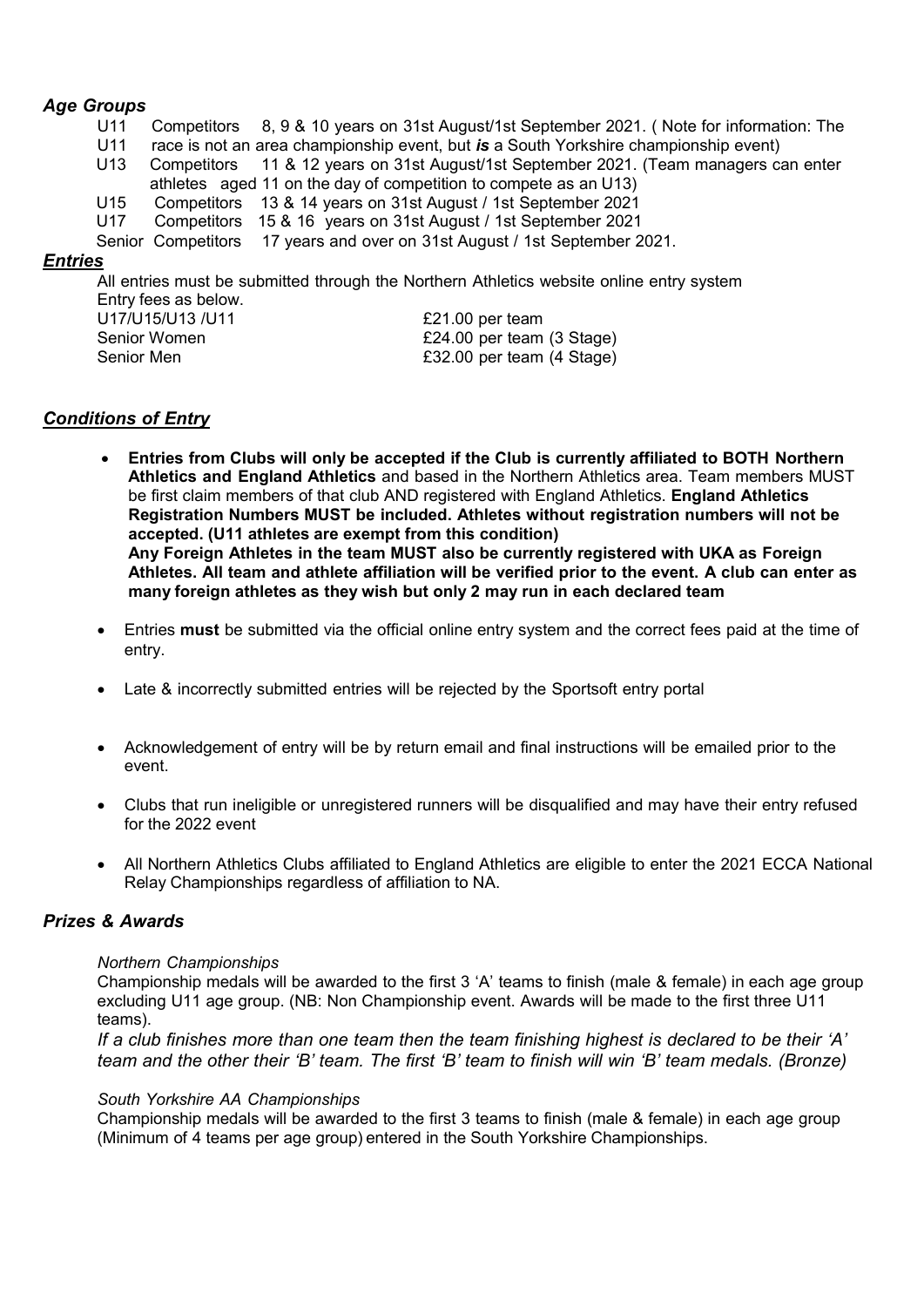## *Age Groups*

U11 Competitors 8, 9 & 10 years on 31st August/1st September 2021. ( Note for information: The
U11 race is not an area championship event, but ***is*** a South Yorkshire championship event)
U13 Competitors 11 & 12 years on 31st August/1st September 2021. (Team managers can enter athletes aged 11 on the day of competition to compete as an U13)
U15 Competitors 13 & 14 years on 31st August / 1st September 2021
U17 Competitors 15 & 16 years on 31st August / 1st September 2021
Senior Competitors 17 years and over on 31st August / 1st September 2021.

## *Entries*

All entries must be submitted through the Northern Athletics website online entry system
Entry fees as below.

| | |
|---|---|
| U17/U15/U13 /U11 | £21.00 per team |
| Senior Women | £24.00 per team (3 Stage) |
| Senior Men | £32.00 per team (4 Stage) |

## *Conditions of Entry*

- **Entries from Clubs will only be accepted if the Club is currently affiliated to BOTH Northern Athletics and England Athletics** and based in the Northern Athletics area. Team members MUST be first claim members of that club AND registered with England Athletics. **England Athletics Registration Numbers MUST be included. Athletes without registration numbers will not be accepted. (U11 athletes are exempt from this condition)**
  **Any Foreign Athletes in the team MUST also be currently registered with UKA as Foreign Athletes. All team and athlete affiliation will be verified prior to the event. A club can enter as many foreign athletes as they wish but only 2 may run in each declared team**
- Entries **must** be submitted via the official online entry system and the correct fees paid at the time of entry.
- Late & incorrectly submitted entries will be rejected by the Sportsoft entry portal
- Acknowledgement of entry will be by return email and final instructions will be emailed prior to the event.
- Clubs that run ineligible or unregistered runners will be disqualified and may have their entry refused for the 2022 event
- All Northern Athletics Clubs affiliated to England Athletics are eligible to enter the 2021 ECCA National Relay Championships regardless of affiliation to NA.

## *Prizes & Awards*

*Northern Championships*

Championship medals will be awarded to the first 3 'A' teams to finish (male & female) in each age group excluding U11 age group. (NB: Non Championship event. Awards will be made to the first three U11 teams).

*If a club finishes more than one team then the team finishing highest is declared to be their 'A' team and the other their 'B' team. The first 'B' team to finish will win 'B' team medals. (Bronze)*

*South Yorkshire AA Championships*

Championship medals will be awarded to the first 3 teams to finish (male & female) in each age group (Minimum of 4 teams per age group) entered in the South Yorkshire Championships.